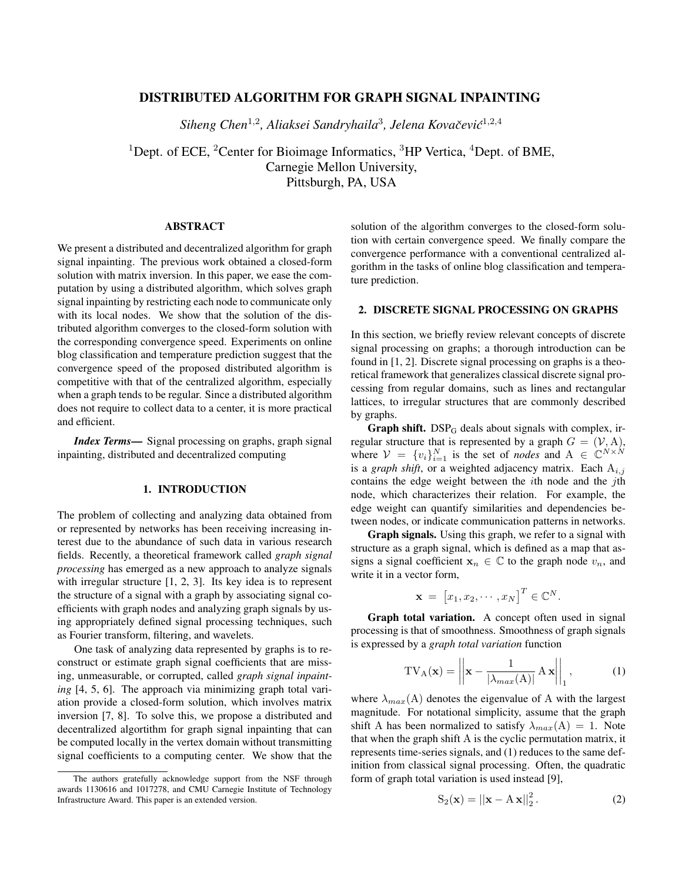# DISTRIBUTED ALGORITHM FOR GRAPH SIGNAL INPAINTING

*Siheng Chen*[1,2], *Aliaksei Sandryhaila*[3], *Jelena Kovačević*[1,2,4]

[1]Dept. of ECE, [2]Center for Bioimage Informatics, [3]HP Vertica, [4]Dept. of BME,
Carnegie Mellon University,
Pittsburgh, PA, USA

## ABSTRACT

We present a distributed and decentralized algorithm for graph signal inpainting. The previous work obtained a closed-form solution with matrix inversion. In this paper, we ease the computation by using a distributed algorithm, which solves graph signal inpainting by restricting each node to communicate only with its local nodes. We show that the solution of the distributed algorithm converges to the closed-form solution with the corresponding convergence speed. Experiments on online blog classification and temperature prediction suggest that the convergence speed of the proposed distributed algorithm is competitive with that of the centralized algorithm, especially when a graph tends to be regular. Since a distributed algorithm does not require to collect data to a center, it is more practical and efficient.

***Index Terms***— Signal processing on graphs, graph signal inpainting, distributed and decentralized computing

## 1. INTRODUCTION

The problem of collecting and analyzing data obtained from or represented by networks has been receiving increasing interest due to the abundance of such data in various research fields. Recently, a theoretical framework called *graph signal processing* has emerged as a new approach to analyze signals with irregular structure [1, 2, 3]. Its key idea is to represent the structure of a signal with a graph by associating signal coefficients with graph nodes and analyzing graph signals by using appropriately defined signal processing techniques, such as Fourier transform, filtering, and wavelets.

One task of analyzing data represented by graphs is to reconstruct or estimate graph signal coefficients that are missing, unmeasurable, or corrupted, called *graph signal inpainting* [4, 5, 6]. The approach via minimizing graph total variation provide a closed-form solution, which involves matrix inversion [7, 8]. To solve this, we propose a distributed and decentralized algorithm for graph signal inpainting that can be computed locally in the vertex domain without transmitting signal coefficients to a computing center. We show that the solution of the algorithm converges to the closed-form solution with certain convergence speed. We finally compare the convergence performance with a conventional centralized algorithm in the tasks of online blog classification and temperature prediction.

The authors gratefully acknowledge support from the NSF through awards 1130616 and 1017278, and CMU Carnegie Institute of Technology Infrastructure Award. This paper is an extended version.

## 2. DISCRETE SIGNAL PROCESSING ON GRAPHS

In this section, we briefly review relevant concepts of discrete signal processing on graphs; a thorough introduction can be found in [1, 2]. Discrete signal processing on graphs is a theoretical framework that generalizes classical discrete signal processing from regular domains, such as lines and rectangular lattices, to irregular structures that are commonly described by graphs.

**Graph shift.** $\mathrm{DSP_G}$ deals about signals with complex, irregular structure that is represented by a graph $G = (\mathcal{V}, \mathrm{A})$, where $\mathcal{V} = \{v_i\}_{i=1}^N$ is the set of *nodes* and $\mathrm{A} \in \mathbb{C}^{N \times N}$ is a *graph shift*, or a weighted adjacency matrix. Each $\mathrm{A}_{i,j}$ contains the edge weight between the $i$th node and the $j$th node, which characterizes their relation. For example, the edge weight can quantify similarities and dependencies between nodes, or indicate communication patterns in networks.

**Graph signals.** Using this graph, we refer to a signal with structure as a graph signal, which is defined as a map that assigns a signal coefficient $\mathbf{x}_n \in \mathbb{C}$ to the graph node $v_n$, and write it in a vector form,

$$\mathbf{x} = \begin{bmatrix} x_1, x_2, \cdots, x_N \end{bmatrix}^T \in \mathbb{C}^N.$$

**Graph total variation.** A concept often used in signal processing is that of smoothness. Smoothness of graph signals is expressed by a *graph total variation* function

$$\mathrm{TV_A}(\mathbf{x}) = \left|\left| \mathbf{x} - \frac{1}{|\lambda_{max}(\mathrm{A})|} \mathrm{A}\,\mathbf{x} \right|\right|_1, \qquad (1)$$

where $\lambda_{max}(\mathrm{A})$ denotes the eigenvalue of A with the largest magnitude. For notational simplicity, assume that the graph shift A has been normalized to satisfy $\lambda_{max}(\mathrm{A}) = 1$. Note that when the graph shift A is the cyclic permutation matrix, it represents time-series signals, and (1) reduces to the same definition from classical signal processing. Often, the quadratic form of graph total variation is used instead [9],

$$\mathrm{S}_2(\mathbf{x}) = ||\mathbf{x} - \mathrm{A}\,\mathbf{x}||_2^2. \qquad (2)$$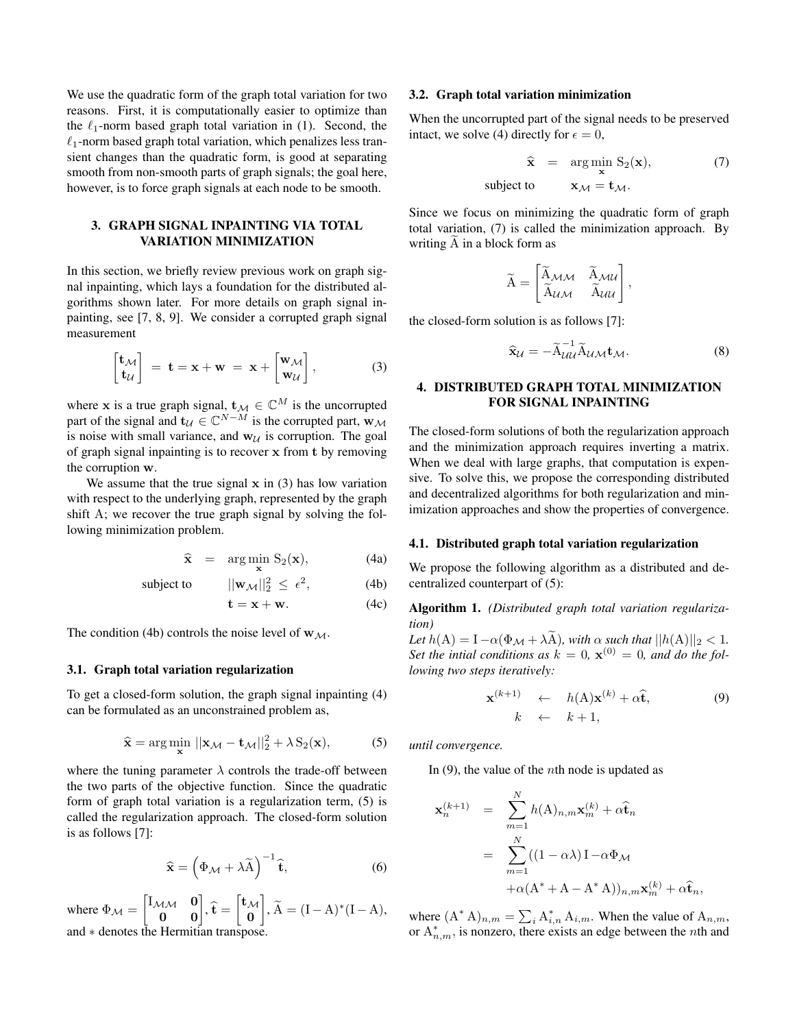We use the quadratic form of the graph total variation for two reasons. First, it is computationally easier to optimize than the $\ell_1$-norm based graph total variation in (1). Second, the $\ell_1$-norm based graph total variation, which penalizes less transient changes than the quadratic form, is good at separating smooth from non-smooth parts of graph signals; the goal here, however, is to force graph signals at each node to be smooth.

## 3. GRAPH SIGNAL INPAINTING VIA TOTAL VARIATION MINIMIZATION

In this section, we briefly review previous work on graph signal inpainting, which lays a foundation for the distributed algorithms shown later. For more details on graph signal inpainting, see [7, 8, 9]. We consider a corrupted graph signal measurement

$$\begin{bmatrix} \mathbf{t}_{\mathcal{M}} \\ \mathbf{t}_{\mathcal{U}} \end{bmatrix} = \mathbf{t} = \mathbf{x} + \mathbf{w} = \mathbf{x} + \begin{bmatrix} \mathbf{w}_{\mathcal{M}} \\ \mathbf{w}_{\mathcal{U}} \end{bmatrix}, \tag{3}$$

where $\mathbf{x}$ is a true graph signal, $\mathbf{t}_{\mathcal{M}} \in \mathbb{C}^M$ is the uncorrupted part of the signal and $\mathbf{t}_{\mathcal{U}} \in \mathbb{C}^{N-M}$ is the corrupted part, $\mathbf{w}_{\mathcal{M}}$ is noise with small variance, and $\mathbf{w}_{\mathcal{U}}$ is corruption. The goal of graph signal inpainting is to recover $\mathbf{x}$ from $\mathbf{t}$ by removing the corruption $\mathbf{w}$.

We assume that the true signal $\mathbf{x}$ in (3) has low variation with respect to the underlying graph, represented by the graph shift $\mathrm{A}$; we recover the true graph signal by solving the following minimization problem.

$$\begin{aligned} \widehat{\mathbf{x}} &= \arg\min_{\mathbf{x}} \mathrm{S}_2(\mathbf{x}), && (4a) \\ \text{subject to} \quad & ||\mathbf{w}_{\mathcal{M}}||_2^2 \le \epsilon^2, && (4b) \\ & \mathbf{t} = \mathbf{x} + \mathbf{w}. && (4c) \end{aligned}$$

The condition (4b) controls the noise level of $\mathbf{w}_{\mathcal{M}}$.

### 3.1. Graph total variation regularization

To get a closed-form solution, the graph signal inpainting (4) can be formulated as an unconstrained problem as,

$$\widehat{\mathbf{x}} = \arg\min_{\mathbf{x}} ||\mathbf{x}_{\mathcal{M}} - \mathbf{t}_{\mathcal{M}}||_2^2 + \lambda \, \mathrm{S}_2(\mathbf{x}), \tag{5}$$

where the tuning parameter $\lambda$ controls the trade-off between the two parts of the objective function. Since the quadratic form of graph total variation is a regularization term, (5) is called the regularization approach. The closed-form solution is as follows [7]:

$$\widehat{\mathbf{x}} = \left( \Phi_{\mathcal{M}} + \lambda \widetilde{\mathrm{A}} \right)^{-1} \widehat{\mathbf{t}}, \tag{6}$$

where $\Phi_{\mathcal{M}} = \begin{bmatrix} \mathrm{I}_{\mathcal{M}\mathcal{M}} & \mathbf{0} \\ \mathbf{0} & \mathbf{0} \end{bmatrix}$, $\widehat{\mathbf{t}} = \begin{bmatrix} \mathbf{t}_{\mathcal{M}} \\ \mathbf{0} \end{bmatrix}$, $\widetilde{\mathrm{A}} = (\mathrm{I} - \mathrm{A})^*(\mathrm{I} - \mathrm{A})$, and $*$ denotes the Hermitian transpose.

### 3.2. Graph total variation minimization

When the uncorrupted part of the signal needs to be preserved intact, we solve (4) directly for $\epsilon = 0$,

$$\begin{aligned} \widehat{\mathbf{x}} &= \arg\min_{\mathbf{x}} \mathrm{S}_2(\mathbf{x}), && (7) \\ \text{subject to} \quad & \mathbf{x}_{\mathcal{M}} = \mathbf{t}_{\mathcal{M}}. \end{aligned}$$

Since we focus on minimizing the quadratic form of graph total variation, (7) is called the minimization approach. By writing $\widetilde{\mathrm{A}}$ in a block form as

$$\widetilde{\mathrm{A}} = \begin{bmatrix} \widetilde{\mathrm{A}}_{\mathcal{M}\mathcal{M}} & \widetilde{\mathrm{A}}_{\mathcal{M}\mathcal{U}} \\ \widetilde{\mathrm{A}}_{\mathcal{U}\mathcal{M}} & \widetilde{\mathrm{A}}_{\mathcal{U}\mathcal{U}} \end{bmatrix},$$

the closed-form solution is as follows [7]:

$$\widehat{\mathbf{x}}_{\mathcal{U}} = -\widetilde{\mathrm{A}}_{\mathcal{U}\mathcal{U}}^{-1} \widetilde{\mathrm{A}}_{\mathcal{U}\mathcal{M}} \mathbf{t}_{\mathcal{M}}. \tag{8}$$

## 4. DISTRIBUTED GRAPH TOTAL MINIMIZATION FOR SIGNAL INPAINTING

The closed-form solutions of both the regularization approach and the minimization approach requires inverting a matrix. When we deal with large graphs, that computation is expensive. To solve this, we propose the corresponding distributed and decentralized algorithms for both regularization and minimization approaches and show the properties of convergence.

### 4.1. Distributed graph total variation regularization

We propose the following algorithm as a distributed and decentralized counterpart of (5):

**Algorithm 1.** *(Distributed graph total variation regularization)*
*Let $h(\mathrm{A}) = \mathrm{I} - \alpha(\Phi_{\mathcal{M}} + \lambda \widetilde{\mathrm{A}})$, with $\alpha$ such that $||h(\mathrm{A})||_2 < 1$. Set the intial conditions as $k = 0$, $\mathbf{x}^{(0)} = 0$, and do the following two steps iteratively:*

$$\begin{aligned} \mathbf{x}^{(k+1)} &\leftarrow h(\mathrm{A}) \mathbf{x}^{(k)} + \alpha \widehat{\mathbf{t}}, && (9) \\ k &\leftarrow k + 1, \end{aligned}$$

*until convergence.*

In (9), the value of the $n$th node is updated as

$$\begin{aligned} \mathbf{x}_n^{(k+1)} &= \sum_{m=1}^{N} h(\mathrm{A})_{n,m} \mathbf{x}_m^{(k)} + \alpha \widehat{\mathbf{t}}_n \\ &= \sum_{m=1}^{N} ((1 - \alpha\lambda)\, \mathrm{I} - \alpha \Phi_{\mathcal{M}} \\ &\quad + \alpha(\mathrm{A}^* + \mathrm{A} - \mathrm{A}^* \mathrm{A}))_{n,m} \mathbf{x}_m^{(k)} + \alpha \widehat{\mathbf{t}}_n, \end{aligned}$$

where $(\mathrm{A}^* \mathrm{A})_{n,m} = \sum_i \mathrm{A}_{i,n}^* \mathrm{A}_{i,m}$. When the value of $\mathrm{A}_{n,m}$, or $\mathrm{A}_{n,m}^*$, is nonzero, there exists an edge between the $n$th and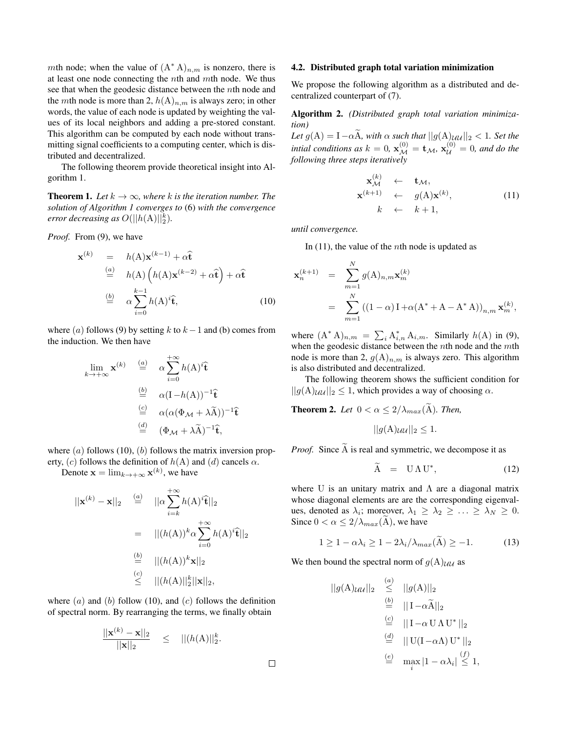$m$th node; when the value of $(\mathrm{A}^* \mathrm{A})_{n,m}$ is nonzero, there is at least one node connecting the $n$th and $m$th node. We thus see that when the geodesic distance between the $n$th node and the $m$th node is more than 2, $h(\mathrm{A})_{n,m}$ is always zero; in other words, the value of each node is updated by weighting the values of its local neighbors and adding a pre-stored constant. This algorithm can be computed by each node without transmitting signal coefficients to a computing center, which is distributed and decentralized.

The following theorem provide theoretical insight into Algorithm 1.

**Theorem 1.** *Let $k \to \infty$, where $k$ is the iteration number. The solution of Algorithm 1 converges to* (6) *with the convergence error decreasing as $O(||h(\mathrm{A})||_2^k)$.*

*Proof.* From (9), we have

$$
\begin{aligned}
\mathbf{x}^{(k)} &= h(\mathrm{A})\mathbf{x}^{(k-1)} + \alpha\widehat{\mathbf{t}} \\
&\overset{(a)}{=} h(\mathrm{A})\left(h(\mathrm{A})\mathbf{x}^{(k-2)} + \alpha\widehat{\mathbf{t}}\right) + \alpha\widehat{\mathbf{t}} \\
&\overset{(b)}{=} \alpha \sum_{i=0}^{k-1} h(\mathrm{A})^i \widehat{\mathbf{t}}, \qquad (10)
\end{aligned}
$$

where $(a)$ follows (9) by setting $k$ to $k-1$ and (b) comes from the induction. We then have

$$
\begin{aligned}
\lim_{k\to+\infty} \mathbf{x}^{(k)} &\overset{(a)}{=} \alpha \sum_{i=0}^{+\infty} h(\mathrm{A})^i \widehat{\mathbf{t}} \\
&\overset{(b)}{=} \alpha(\mathrm{I} - h(\mathrm{A}))^{-1}\widehat{\mathbf{t}} \\
&\overset{(c)}{=} \alpha(\alpha(\Phi_{\mathcal{M}} + \lambda\widetilde{\mathrm{A}}))^{-1}\widehat{\mathbf{t}} \\
&\overset{(d)}{=} (\Phi_{\mathcal{M}} + \lambda\widetilde{\mathrm{A}})^{-1}\widehat{\mathbf{t}},
\end{aligned}
$$

where $(a)$ follows (10), $(b)$ follows the matrix inversion property, $(c)$ follows the definition of $h(\mathrm{A})$ and $(d)$ cancels $\alpha$.

Denote $\mathbf{x} = \lim_{k\to+\infty} \mathbf{x}^{(k)}$, we have

$$
\begin{aligned}
||\mathbf{x}^{(k)} - \mathbf{x}||_2 &\overset{(a)}{=} ||\alpha \sum_{i=k}^{+\infty} h(\mathrm{A})^i \widehat{\mathbf{t}}||_2 \\
&= ||(h(\mathrm{A}))^k \alpha \sum_{i=0}^{+\infty} h(\mathrm{A})^i \widehat{\mathbf{t}}||_2 \\
&\overset{(b)}{=} ||(h(\mathrm{A}))^k \mathbf{x}||_2 \\
&\overset{(c)}{\leq} ||(h(\mathrm{A})||_2^k ||\mathbf{x}||_2,
\end{aligned}
$$

where $(a)$ and $(b)$ follow (10), and $(c)$ follows the definition of spectral norm. By rearranging the terms, we finally obtain

$$
\frac{||\mathbf{x}^{(k)} - \mathbf{x}||_2}{||\mathbf{x}||_2} \leq ||(h(\mathrm{A})||_2^k.
$$

□

### 4.2. Distributed graph total variation minimization

We propose the following algorithm as a distributed and decentralized counterpart of (7).

**Algorithm 2.** *(Distributed graph total variation minimization)*
*Let $g(\mathrm{A}) = \mathrm{I} - \alpha\widetilde{\mathrm{A}}$, with $\alpha$ such that $||g(\mathrm{A})_{\mathcal{U}\mathcal{U}}||_2 < 1$. Set the intial conditions as $k = 0$, $\mathbf{x}_{\mathcal{M}}^{(0)} = \mathbf{t}_{\mathcal{M}}$, $\mathbf{x}_{\mathcal{U}}^{(0)} = 0$, and do the following three steps iteratively*

$$
\begin{aligned}
\mathbf{x}_{\mathcal{M}}^{(k)} &\leftarrow \mathbf{t}_{\mathcal{M}}, \\
\mathbf{x}^{(k+1)} &\leftarrow g(\mathrm{A})\mathbf{x}^{(k)}, \qquad (11) \\
k &\leftarrow k+1,
\end{aligned}
$$

*until convergence.*

In (11), the value of the $n$th node is updated as

$$
\begin{aligned}
\mathbf{x}_n^{(k+1)} &= \sum_{m=1}^{N} g(\mathrm{A})_{n,m} \mathbf{x}_m^{(k)} \\
&= \sum_{m=1}^{N} \left((1-\alpha)\,\mathrm{I} + \alpha(\mathrm{A}^* + \mathrm{A} - \mathrm{A}^* \mathrm{A})\right)_{n,m} \mathbf{x}_m^{(k)},
\end{aligned}
$$

where $(\mathrm{A}^* \mathrm{A})_{n,m} = \sum_i \mathrm{A}_{i,n}^* \mathrm{A}_{i,m}$. Similarly $h(\mathrm{A})$ in (9), when the geodesic distance between the $n$th node and the $m$th node is more than 2, $g(\mathrm{A})_{n,m}$ is always zero. This algorithm is also distributed and decentralized.

The following theorem shows the sufficient condition for $||g(\mathrm{A})_{\mathcal{U}\mathcal{U}}||_2 \leq 1$, which provides a way of choosing $\alpha$.

**Theorem 2.** *Let $0 < \alpha \leq 2/\lambda_{max}(\widetilde{\mathrm{A}})$. Then,*

$$
||g(\mathrm{A})_{\mathcal{U}\mathcal{U}}||_2 \leq 1.
$$

*Proof.* Since $\widetilde{\mathrm{A}}$ is real and symmetric, we decompose it as

$$
\widetilde{\mathrm{A}} = \mathrm{U}\,\Lambda\,\mathrm{U}^*, \qquad (12)
$$

where U is an unitary matrix and $\Lambda$ are a diagonal matrix whose diagonal elements are are the corresponding eigenvalues, denoted as $\lambda_i$; moreover, $\lambda_1 \geq \lambda_2 \geq \ldots \geq \lambda_N \geq 0$. Since $0 < \alpha \leq 2/\lambda_{max}(\widetilde{\mathrm{A}})$, we have

$$
1 \geq 1 - \alpha\lambda_i \geq 1 - 2\lambda_i/\lambda_{max}(\widetilde{\mathrm{A}}) \geq -1. \qquad (13)
$$

We then bound the spectral norm of $g(\mathrm{A})_{\mathcal{U}\mathcal{U}}$ as

$$
\begin{aligned}
||g(\mathrm{A})_{\mathcal{U}\mathcal{U}}||_2 &\overset{(a)}{\leq} ||g(\mathrm{A})||_2 \\
&\overset{(b)}{=} ||\,\mathrm{I} - \alpha\widetilde{\mathrm{A}}||_2 \\
&\overset{(c)}{=} ||\,\mathrm{I} - \alpha\,\mathrm{U}\,\Lambda\,\mathrm{U}^*\,||_2 \\
&\overset{(d)}{=} ||\,\mathrm{U}(\mathrm{I} - \alpha\Lambda)\,\mathrm{U}^*\,||_2 \\
&\overset{(e)}{=} \max_i |1 - \alpha\lambda_i| \overset{(f)}{\leq} 1,
\end{aligned}
$$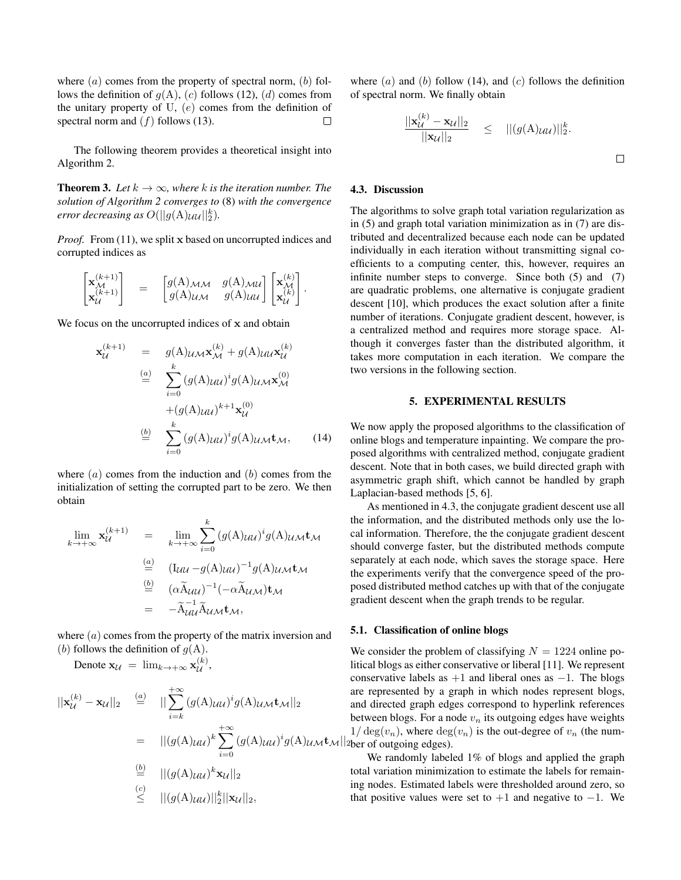where $(a)$ comes from the property of spectral norm, $(b)$ follows the definition of $g(\mathrm{A})$, $(c)$ follows (12), $(d)$ comes from the unitary property of U, $(e)$ comes from the definition of spectral norm and $(f)$ follows (13). □

The following theorem provides a theoretical insight into Algorithm 2.

**Theorem 3.** *Let $k \to \infty$, where $k$ is the iteration number. The solution of Algorithm 2 converges to* (8) *with the convergence error decreasing as $O(||g(\mathrm{A})_{\mathcal{UU}}||_2^k)$.*

*Proof.* From (11), we split $\mathbf{x}$ based on uncorrupted indices and corrupted indices as

$$\begin{bmatrix} \mathbf{x}_{\mathcal{M}}^{(k+1)} \\ \mathbf{x}_{\mathcal{U}}^{(k+1)} \end{bmatrix} = \begin{bmatrix} g(\mathrm{A})_{\mathcal{MM}} & g(\mathrm{A})_{\mathcal{MU}} \\ g(\mathrm{A})_{\mathcal{UM}} & g(\mathrm{A})_{\mathcal{UU}} \end{bmatrix} \begin{bmatrix} \mathbf{x}_{\mathcal{M}}^{(k)} \\ \mathbf{x}_{\mathcal{U}}^{(k)} \end{bmatrix}.$$

We focus on the uncorrupted indices of $\mathbf{x}$ and obtain

$$\begin{aligned} \mathbf{x}_{\mathcal{U}}^{(k+1)} &= g(\mathrm{A})_{\mathcal{UM}} \mathbf{x}_{\mathcal{M}}^{(k)} + g(\mathrm{A})_{\mathcal{UU}} \mathbf{x}_{\mathcal{U}}^{(k)} \\ &\overset{(a)}{=} \sum_{i=0}^{k} (g(\mathrm{A})_{\mathcal{UU}})^i g(\mathrm{A})_{\mathcal{UM}} \mathbf{x}_{\mathcal{M}}^{(0)} \\ &\quad + (g(\mathrm{A})_{\mathcal{UU}})^{k+1} \mathbf{x}_{\mathcal{U}}^{(0)} \\ &\overset{(b)}{=} \sum_{i=0}^{k} (g(\mathrm{A})_{\mathcal{UU}})^i g(\mathrm{A})_{\mathcal{UM}} \mathbf{t}_{\mathcal{M}}, \end{aligned} \tag{14}$$

where $(a)$ comes from the induction and $(b)$ comes from the initialization of setting the corrupted part to be zero. We then obtain

$$\begin{aligned} \lim_{k \to +\infty} \mathbf{x}_{\mathcal{U}}^{(k+1)} &= \lim_{k \to +\infty} \sum_{i=0}^{k} (g(\mathrm{A})_{\mathcal{UU}})^i g(\mathrm{A})_{\mathcal{UM}} \mathbf{t}_{\mathcal{M}} \\ &\overset{(a)}{=} (\mathrm{I}_{\mathcal{UU}} - g(\mathrm{A})_{\mathcal{UU}})^{-1} g(\mathrm{A})_{\mathcal{UM}} \mathbf{t}_{\mathcal{M}} \\ &\overset{(b)}{=} (\alpha \widetilde{\mathrm{A}}_{\mathcal{UU}})^{-1} (-\alpha \widetilde{\mathrm{A}}_{\mathcal{UM}}) \mathbf{t}_{\mathcal{M}} \\ &= -\widetilde{\mathrm{A}}_{\mathcal{UU}}^{-1} \widetilde{\mathrm{A}}_{\mathcal{UM}} \mathbf{t}_{\mathcal{M}}, \end{aligned}$$

where $(a)$ comes from the property of the matrix inversion and $(b)$ follows the definition of $g(\mathrm{A})$.

Denote $\mathbf{x}_{\mathcal{U}} = \lim_{k \to +\infty} \mathbf{x}_{\mathcal{U}}^{(k)}$,

$$\begin{aligned} ||\mathbf{x}_{\mathcal{U}}^{(k)} - \mathbf{x}_{\mathcal{U}}||_2 &\overset{(a)}{=} ||\sum_{i=k}^{+\infty} (g(\mathrm{A})_{\mathcal{UU}})^i g(\mathrm{A})_{\mathcal{UM}} \mathbf{t}_{\mathcal{M}}||_2 \\ &= ||(g(\mathrm{A})_{\mathcal{UU}})^k \sum_{i=0}^{+\infty} (g(\mathrm{A})_{\mathcal{UU}})^i g(\mathrm{A})_{\mathcal{UM}} \mathbf{t}_{\mathcal{M}}||_2 \\ &\overset{(b)}{=} ||(g(\mathrm{A})_{\mathcal{UU}})^k \mathbf{x}_{\mathcal{U}}||_2 \\ &\overset{(c)}{\leq} ||(g(\mathrm{A})_{\mathcal{UU}})||_2^k ||\mathbf{x}_{\mathcal{U}}||_2, \end{aligned}$$

where $(a)$ and $(b)$ follow (14), and $(c)$ follows the definition of spectral norm. We finally obtain

$$\frac{||\mathbf{x}_{\mathcal{U}}^{(k)} - \mathbf{x}_{\mathcal{U}}||_2}{||\mathbf{x}_{\mathcal{U}}||_2} \leq ||(g(\mathrm{A})_{\mathcal{UU}})||_2^k.$$

□

### 4.3. Discussion

The algorithms to solve graph total variation regularization as in (5) and graph total variation minimization as in (7) are distributed and decentralized because each node can be updated individually in each iteration without transmitting signal coefficients to a computing center, this, however, requires an infinite number steps to converge. Since both (5) and (7) are quadratic problems, one alternative is conjugate gradient descent [10], which produces the exact solution after a finite number of iterations. Conjugate gradient descent, however, is a centralized method and requires more storage space. Although it converges faster than the distributed algorithm, it takes more computation in each iteration. We compare the two versions in the following section.

## 5. EXPERIMENTAL RESULTS

We now apply the proposed algorithms to the classification of online blogs and temperature inpainting. We compare the proposed algorithms with centralized method, conjugate gradient descent. Note that in both cases, we build directed graph with asymmetric graph shift, which cannot be handled by graph Laplacian-based methods [5, 6].

As mentioned in 4.3, the conjugate gradient descent use all the information, and the distributed methods only use the local information. Therefore, the the conjugate gradient descent should converge faster, but the distributed methods compute separately at each node, which saves the storage space. Here the experiments verify that the convergence speed of the proposed distributed method catches up with that of the conjugate gradient descent when the graph trends to be regular.

### 5.1. Classification of online blogs

We consider the problem of classifying $N = 1224$ online political blogs as either conservative or liberal [11]. We represent conservative labels as $+1$ and liberal ones as $-1$. The blogs are represented by a graph in which nodes represent blogs, and directed graph edges correspond to hyperlink references between blogs. For a node $v_n$ its outgoing edges have weights $1/\deg(v_n)$, where $\deg(v_n)$ is the out-degree of $v_n$ (the number of outgoing edges).

We randomly labeled 1% of blogs and applied the graph total variation minimization to estimate the labels for remaining nodes. Estimated labels were thresholded around zero, so that positive values were set to $+1$ and negative to $-1$. We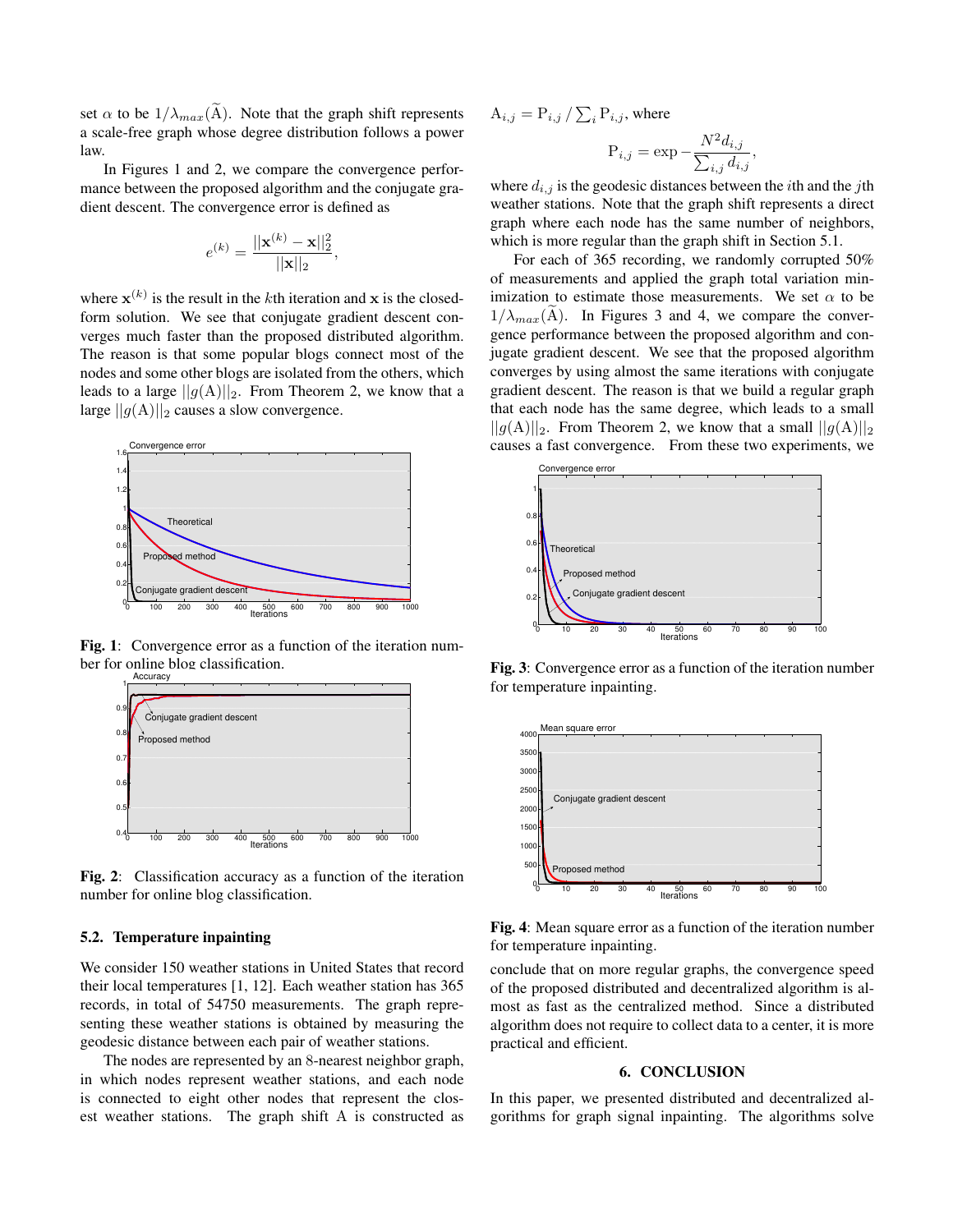set $\alpha$ to be $1/\lambda_{max}(\widetilde{\mathrm{A}})$. Note that the graph shift represents a scale-free graph whose degree distribution follows a power law.

In Figures 1 and 2, we compare the convergence performance between the proposed algorithm and the conjugate gradient descent. The convergence error is defined as

$$e^{(k)} = \frac{||\mathbf{x}^{(k)} - \mathbf{x}||_2^2}{||\mathbf{x}||_2},$$

where $\mathbf{x}^{(k)}$ is the result in the $k$th iteration and $\mathbf{x}$ is the closed-form solution. We see that conjugate gradient descent converges much faster than the proposed distributed algorithm. The reason is that some popular blogs connect most of the nodes and some other blogs are isolated from the others, which leads to a large $||g(\mathrm{A})||_2$. From Theorem 2, we know that a large $||g(\mathrm{A})||_2$ causes a slow convergence.

**Fig. 1**: Convergence error as a function of the iteration number for online blog classification.

**Fig. 2**: Classification accuracy as a function of the iteration number for online blog classification.

### 5.2. Temperature inpainting

We consider 150 weather stations in United States that record their local temperatures [1, 12]. Each weather station has 365 records, in total of 54750 measurements. The graph representing these weather stations is obtained by measuring the geodesic distance between each pair of weather stations.

The nodes are represented by an 8-nearest neighbor graph, in which nodes represent weather stations, and each node is connected to eight other nodes that represent the closest weather stations. The graph shift A is constructed as $\mathrm{A}_{i,j} = \mathrm{P}_{i,j} \,/\, \sum_i \mathrm{P}_{i,j}$, where

$$\mathrm{P}_{i,j} = \exp - \frac{N^2 d_{i,j}}{\sum_{i,j} d_{i,j}},$$

where $d_{i,j}$ is the geodesic distances between the $i$th and the $j$th weather stations. Note that the graph shift represents a direct graph where each node has the same number of neighbors, which is more regular than the graph shift in Section 5.1.

For each of 365 recording, we randomly corrupted 50% of measurements and applied the graph total variation minimization to estimate those measurements. We set $\alpha$ to be $1/\lambda_{max}(\widetilde{\mathrm{A}})$. In Figures 3 and 4, we compare the convergence performance between the proposed algorithm and conjugate gradient descent. We see that the proposed algorithm converges by using almost the same iterations with conjugate gradient descent. The reason is that we build a regular graph that each node has the same degree, which leads to a small $||g(\mathrm{A})||_2$. From Theorem 2, we know that a small $||g(\mathrm{A})||_2$ causes a fast convergence. From these two experiments, we conclude that on more regular graphs, the convergence speed of the proposed distributed and decentralized algorithm is almost as fast as the centralized method. Since a distributed algorithm does not require to collect data to a center, it is more practical and efficient.

**Fig. 3**: Convergence error as a function of the iteration number for temperature inpainting.

**Fig. 4**: Mean square error as a function of the iteration number for temperature inpainting.

## 6. CONCLUSION

In this paper, we presented distributed and decentralized algorithms for graph signal inpainting. The algorithms solve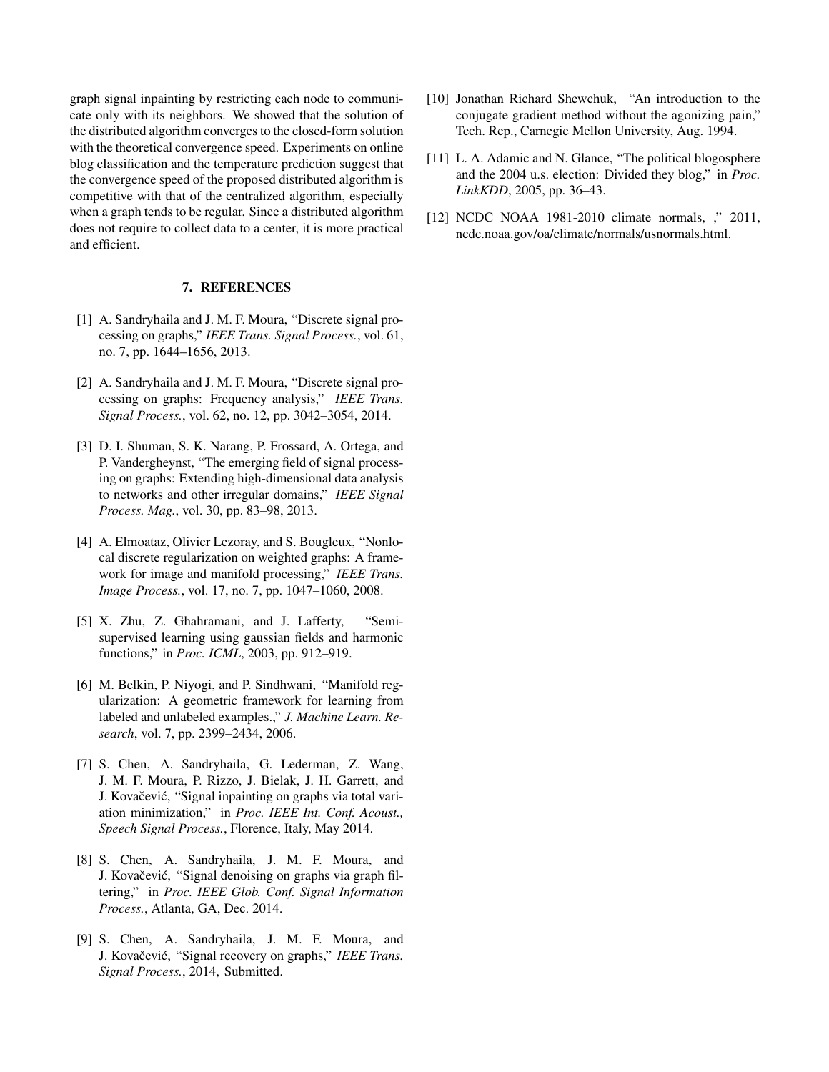graph signal inpainting by restricting each node to communicate only with its neighbors. We showed that the solution of the distributed algorithm converges to the closed-form solution with the theoretical convergence speed. Experiments on online blog classification and the temperature prediction suggest that the convergence speed of the proposed distributed algorithm is competitive with that of the centralized algorithm, especially when a graph tends to be regular. Since a distributed algorithm does not require to collect data to a center, it is more practical and efficient.

## 7. REFERENCES

[1] A. Sandryhaila and J. M. F. Moura, "Discrete signal processing on graphs," *IEEE Trans. Signal Process.*, vol. 61, no. 7, pp. 1644–1656, 2013.

[2] A. Sandryhaila and J. M. F. Moura, "Discrete signal processing on graphs: Frequency analysis," *IEEE Trans. Signal Process.*, vol. 62, no. 12, pp. 3042–3054, 2014.

[3] D. I. Shuman, S. K. Narang, P. Frossard, A. Ortega, and P. Vandergheynst, "The emerging field of signal processing on graphs: Extending high-dimensional data analysis to networks and other irregular domains," *IEEE Signal Process. Mag.*, vol. 30, pp. 83–98, 2013.

[4] A. Elmoataz, Olivier Lezoray, and S. Bougleux, "Nonlocal discrete regularization on weighted graphs: A framework for image and manifold processing," *IEEE Trans. Image Process.*, vol. 17, no. 7, pp. 1047–1060, 2008.

[5] X. Zhu, Z. Ghahramani, and J. Lafferty, "Semi-supervised learning using gaussian fields and harmonic functions," in *Proc. ICML*, 2003, pp. 912–919.

[6] M. Belkin, P. Niyogi, and P. Sindhwani, "Manifold regularization: A geometric framework for learning from labeled and unlabeled examples.," *J. Machine Learn. Research*, vol. 7, pp. 2399–2434, 2006.

[7] S. Chen, A. Sandryhaila, G. Lederman, Z. Wang, J. M. F. Moura, P. Rizzo, J. Bielak, J. H. Garrett, and J. Kovačević, "Signal inpainting on graphs via total variation minimization," in *Proc. IEEE Int. Conf. Acoust., Speech Signal Process.*, Florence, Italy, May 2014.

[8] S. Chen, A. Sandryhaila, J. M. F. Moura, and J. Kovačević, "Signal denoising on graphs via graph filtering," in *Proc. IEEE Glob. Conf. Signal Information Process.*, Atlanta, GA, Dec. 2014.

[9] S. Chen, A. Sandryhaila, J. M. F. Moura, and J. Kovačević, "Signal recovery on graphs," *IEEE Trans. Signal Process.*, 2014, Submitted.

[10] Jonathan Richard Shewchuk, "An introduction to the conjugate gradient method without the agonizing pain," Tech. Rep., Carnegie Mellon University, Aug. 1994.

[11] L. A. Adamic and N. Glance, "The political blogosphere and the 2004 u.s. election: Divided they blog," in *Proc. LinkKDD*, 2005, pp. 36–43.

[12] NCDC NOAA 1981-2010 climate normals, ," 2011, ncdc.noaa.gov/oa/climate/normals/usnormals.html.